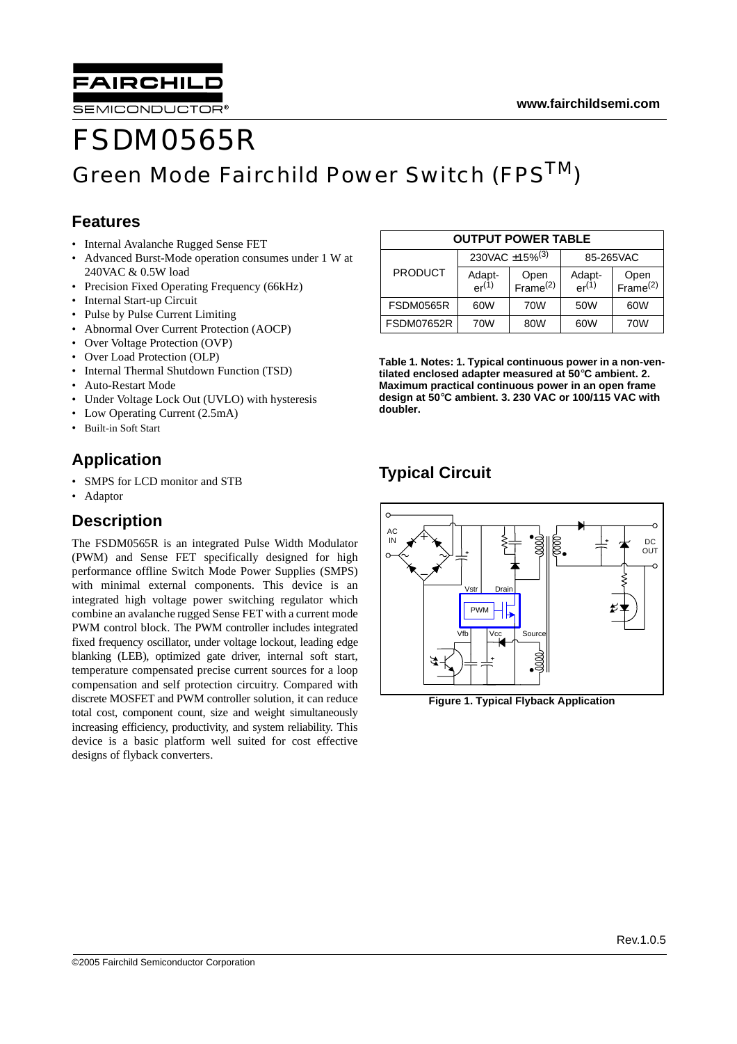# FSDM0565R

## Green Mode Fairchild Power Switch (FPS™)

### Features

- Internal Avalanche Rugged Sense FET
- Advanced Burst-Mode operation consumes under 1 W at 240VAC & 0.5W load
- Precision Fixed Operating Frequency (66kHz)
- Internal Start-up Circuit
- Pulse by Pulse Current Limiting
- Abnormal Over Current Protection (AOCP)
- Over Voltage Protection (OVP)
- Over Load Protection (OLP)
- Internal Thermal Shutdown Function (TSD)
- Auto-Restart Mode
- Under Voltage Lock Out (UVLO) with hysteresis
- Low Operating Current (2.5mA)
- Built-in Soft Start

### Application

- SMPS for LCD monitor and STB
- Adaptor

### Description

The FSDM0565R is an integrated Pulse Width Modulator (PWM) and Sense FET specifically designed for high performance offline Switch Mode Power Supplies (SMPS) with minimal external components. This device is an integrated high voltage power switching regulator which combine an avalanche rugged Sense FET with a current mode PWM control block. The PWM controller includes integrated fixed frequency oscillator, under voltage lockout, leading edge blanking (LEB), optimized gate driver, internal soft start, temperature compensated precise current sources for a loop compensation and self protection circuitry. Compared with discrete MOSFET and PWM controller solution, it can reduce total cost, component count, size and weight simultaneously increasing efficiency, productivity, and system reliability. This device is a basic platform well suited for cost effective designs of flyback converters.

| OUTPUT POWER TABLE | | | | |
|---|---|---|---|---|
| PRODUCT | 230VAC ±15%(3) | | 85-265VAC | |
| | Adapter(1) | Open Frame(2) | Adapter(1) | Open Frame(2) |
| FSDM0565R | 60W | 70W | 50W | 60W |
| FSDM07652R | 70W | 80W | 60W | 70W |

**Table 1. Notes: 1. Typical continuous power in a non-ventilated enclosed adapter measured at 50°C ambient. 2. Maximum practical continuous power in an open frame design at 50°C ambient. 3. 230 VAC or 100/115 VAC with doubler.**

### Typical Circuit

**Figure 1. Typical Flyback Application**

Rev.1.0.5

©2005 Fairchild Semiconductor Corporation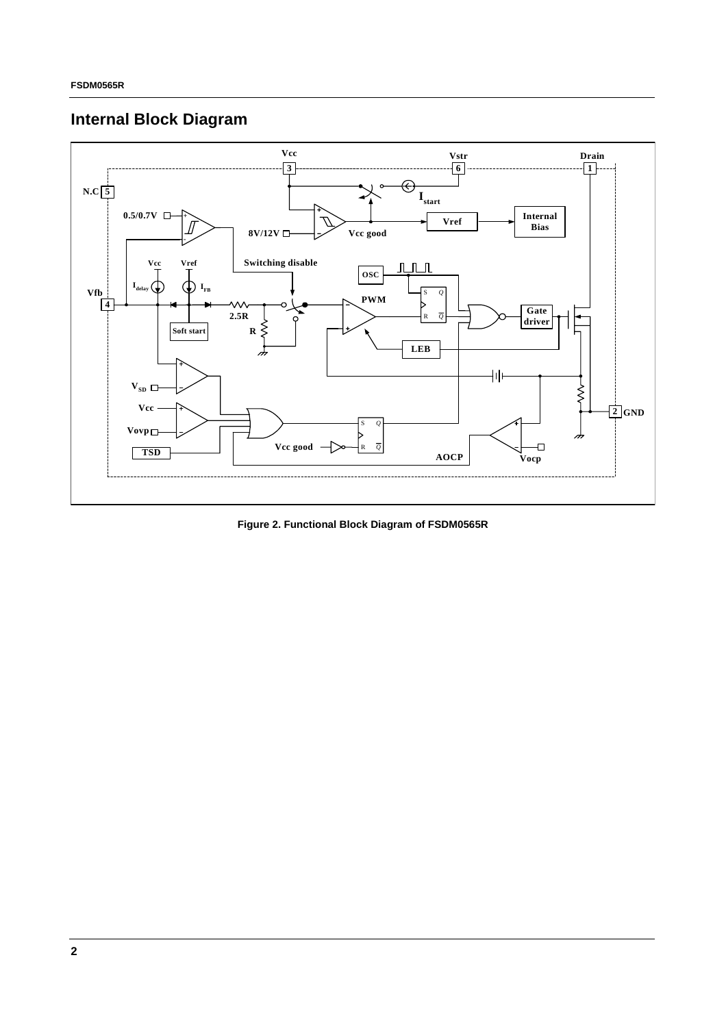## Internal Block Diagram

Figure 2. Functional Block Diagram of FSDM0565R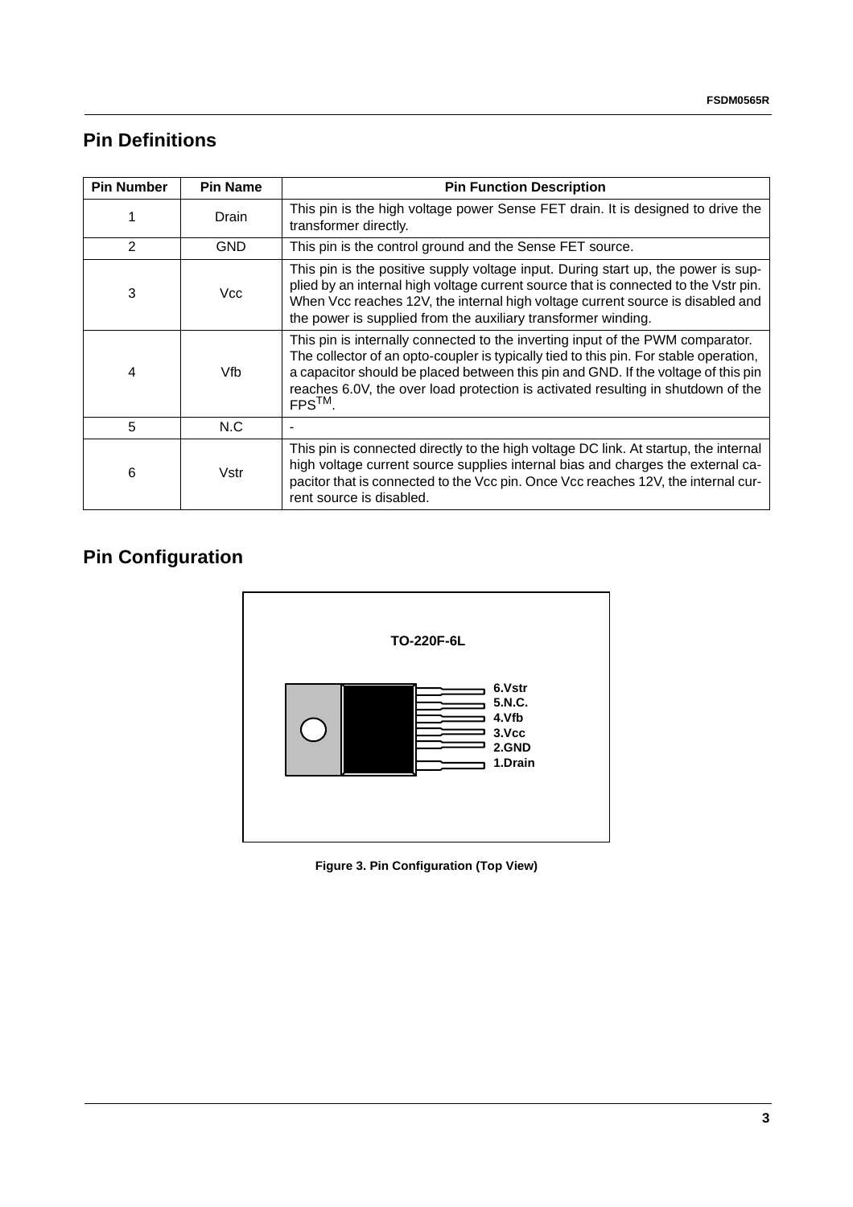## Pin Definitions

| Pin Number | Pin Name | Pin Function Description |
|---|---|---|
| 1 | Drain | This pin is the high voltage power Sense FET drain. It is designed to drive the transformer directly. |
| 2 | GND | This pin is the control ground and the Sense FET source. |
| 3 | Vcc | This pin is the positive supply voltage input. During start up, the power is supplied by an internal high voltage current source that is connected to the Vstr pin. When Vcc reaches 12V, the internal high voltage current source is disabled and the power is supplied from the auxiliary transformer winding. |
| 4 | Vfb | This pin is internally connected to the inverting input of the PWM comparator. The collector of an opto-coupler is typically tied to this pin. For stable operation, a capacitor should be placed between this pin and GND. If the voltage of this pin reaches 6.0V, the over load protection is activated resulting in shutdown of the FPS™. |
| 5 | N.C | - |
| 6 | Vstr | This pin is connected directly to the high voltage DC link. At startup, the internal high voltage current source supplies internal bias and charges the external capacitor that is connected to the Vcc pin. Once Vcc reaches 12V, the internal current source is disabled. |

## Pin Configuration

**TO-220F-6L**

6.Vstr
5.N.C.
4.Vfb
3.Vcc
2.GND
1.Drain

**Figure 3. Pin Configuration (Top View)**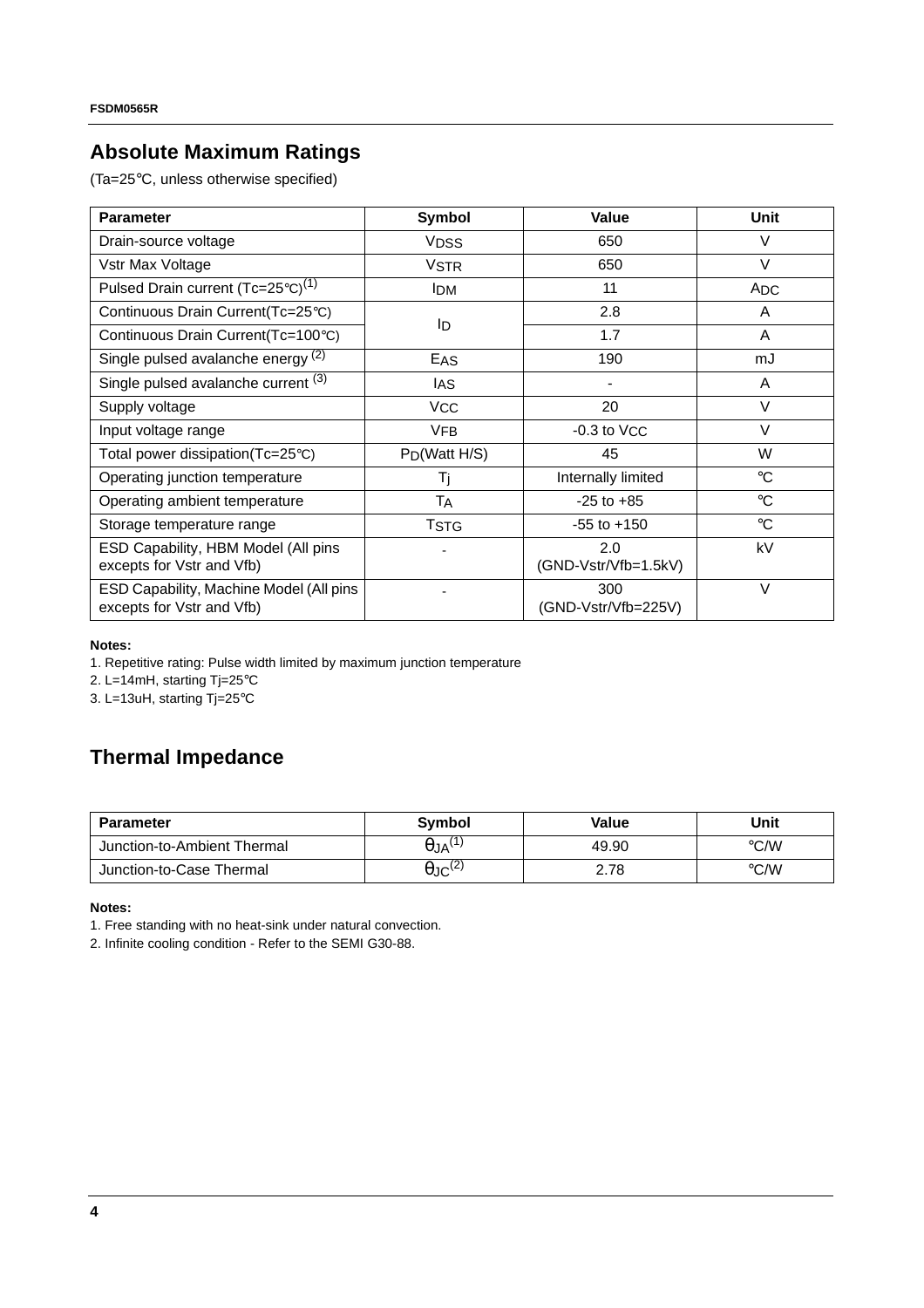## Absolute Maximum Ratings

(Ta=25°C, unless otherwise specified)

| Parameter | Symbol | Value | Unit |
|---|---|---|---|
| Drain-source voltage | $V_{DSS}$ | 650 | V |
| Vstr Max Voltage | $V_{STR}$ | 650 | V |
| Pulsed Drain current (Tc=25°C)[1] | $I_{DM}$ | 11 | $A_{DC}$ |
| Continuous Drain Current(Tc=25°C) | $I_D$ | 2.8 | A |
| Continuous Drain Current(Tc=100°C) | | 1.7 | A |
| Single pulsed avalanche energy [2] | $E_{AS}$ | 190 | mJ |
| Single pulsed avalanche current [3] | $I_{AS}$ | - | A |
| Supply voltage | $V_{CC}$ | 20 | V |
| Input voltage range | $V_{FB}$ | -0.3 to $V_{CC}$ | V |
| Total power dissipation(Tc=25°C) | $P_D$(Watt H/S) | 45 | W |
| Operating junction temperature | $T_j$ | Internally limited | °C |
| Operating ambient temperature | $T_A$ | -25 to +85 | °C |
| Storage temperature range | $T_{STG}$ | -55 to +150 | °C |
| ESD Capability, HBM Model (All pins excepts for Vstr and Vfb) | - | 2.0 (GND-Vstr/Vfb=1.5kV) | kV |
| ESD Capability, Machine Model (All pins excepts for Vstr and Vfb) | - | 300 (GND-Vstr/Vfb=225V) | V |

**Notes:**

1. Repetitive rating: Pulse width limited by maximum junction temperature
2. L=14mH, starting Tj=25°C
3. L=13uH, starting Tj=25°C

## Thermal Impedance

| Parameter | Symbol | Value | Unit |
|---|---|---|---|
| Junction-to-Ambient Thermal | $\theta_{JA}$[1] | 49.90 | °C/W |
| Junction-to-Case Thermal | $\theta_{JC}$[2] | 2.78 | °C/W |

**Notes:**

1. Free standing with no heat-sink under natural convection.
2. Infinite cooling condition - Refer to the SEMI G30-88.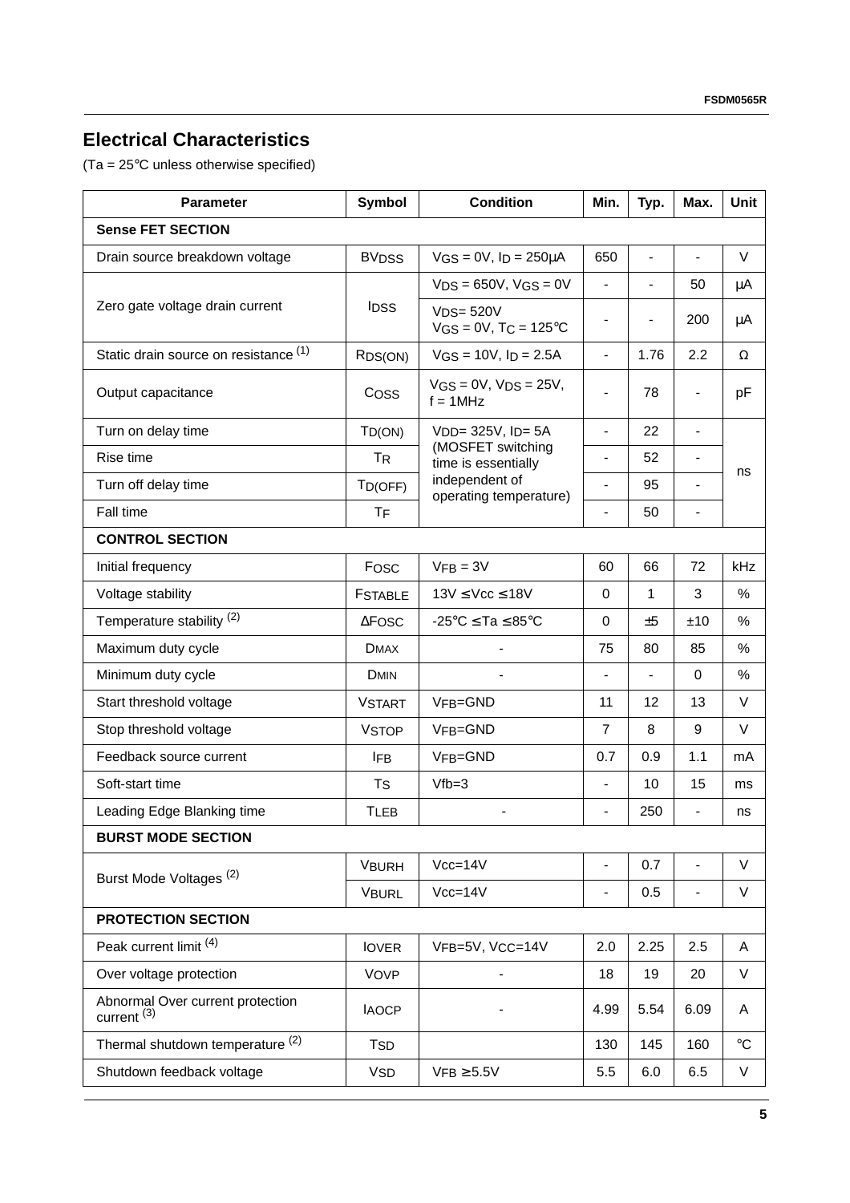## Electrical Characteristics

(Ta = 25°C unless otherwise specified)

| Parameter | Symbol | Condition | Min. | Typ. | Max. | Unit |
|---|---|---|---|---|---|---|
| **Sense FET SECTION** | | | | | | |
| Drain source breakdown voltage | $BV_{DSS}$ | $V_{GS}$ = 0V, $I_D$ = 250μA | 650 | - | - | V |
| Zero gate voltage drain current | $I_{DSS}$ | $V_{DS}$ = 650V, $V_{GS}$ = 0V | - | - | 50 | μA |
| | | $V_{DS}$= 520V $V_{GS}$ = 0V, $T_C$ = 125°C | - | - | 200 | μA |
| Static drain source on resistance (1) | $R_{DS(ON)}$ | $V_{GS}$ = 10V, $I_D$ = 2.5A | - | 1.76 | 2.2 | Ω |
| Output capacitance | $C_{OSS}$ | $V_{GS}$ = 0V, $V_{DS}$ = 25V, f = 1MHz | - | 78 | - | pF |
| Turn on delay time | $T_{D(ON)}$ | $V_{DD}$= 325V, $I_D$= 5A (MOSFET switching time is essentially independent of operating temperature) | - | 22 | - | ns |
| Rise time | $T_R$ | | - | 52 | - | ns |
| Turn off delay time | $T_{D(OFF)}$ | | - | 95 | - | ns |
| Fall time | $T_F$ | | - | 50 | - | ns |
| **CONTROL SECTION** | | | | | | |
| Initial frequency | $F_{OSC}$ | $V_{FB}$ = 3V | 60 | 66 | 72 | kHz |
| Voltage stability | $F_{STABLE}$ | 13V ≤ Vcc ≤ 18V | 0 | 1 | 3 | % |
| Temperature stability (2) | $\Delta F_{OSC}$ | -25°C ≤ Ta ≤ 85°C | 0 | ±5 | ±10 | % |
| Maximum duty cycle | $D_{MAX}$ | - | 75 | 80 | 85 | % |
| Minimum duty cycle | $D_{MIN}$ | - | - | - | 0 | % |
| Start threshold voltage | $V_{START}$ | $V_{FB}$=GND | 11 | 12 | 13 | V |
| Stop threshold voltage | $V_{STOP}$ | $V_{FB}$=GND | 7 | 8 | 9 | V |
| Feedback source current | $I_{FB}$ | $V_{FB}$=GND | 0.7 | 0.9 | 1.1 | mA |
| Soft-start time | $T_S$ | Vfb=3 | - | 10 | 15 | ms |
| Leading Edge Blanking time | $T_{LEB}$ | - | - | 250 | - | ns |
| **BURST MODE SECTION** | | | | | | |
| Burst Mode Voltages (2) | $V_{BURH}$ | Vcc=14V | - | 0.7 | - | V |
| | $V_{BURL}$ | Vcc=14V | - | 0.5 | - | V |
| **PROTECTION SECTION** | | | | | | |
| Peak current limit (4) | $I_{OVER}$ | $V_{FB}$=5V, $V_{CC}$=14V | 2.0 | 2.25 | 2.5 | A |
| Over voltage protection | $V_{OVP}$ | - | 18 | 19 | 20 | V |
| Abnormal Over current protection current (3) | $I_{AOCP}$ | - | 4.99 | 5.54 | 6.09 | A |
| Thermal shutdown temperature (2) | $T_{SD}$ | | 130 | 145 | 160 | °C |
| Shutdown feedback voltage | $V_{SD}$ | $V_{FB}$ ≥ 5.5V | 5.5 | 6.0 | 6.5 | V |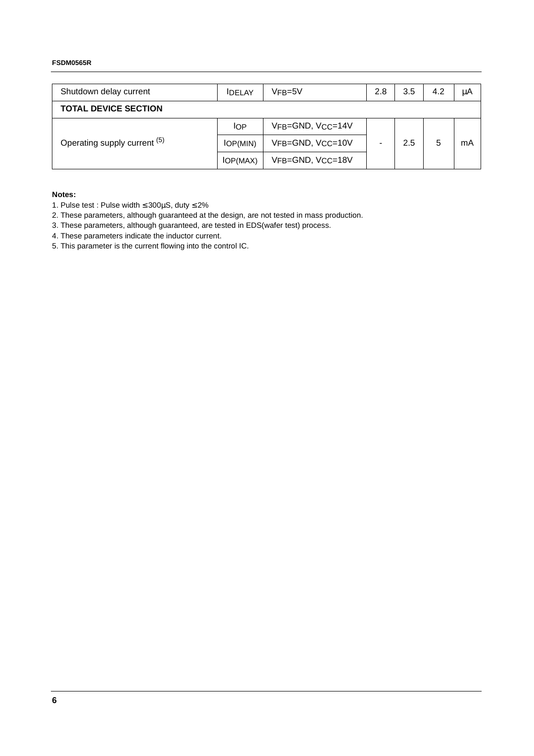| Shutdown delay current | $I_{DELAY}$ | $V_{FB}$=5V | 2.8 | 3.5 | 4.2 | µA |
|---|---|---|---|---|---|---|
| **TOTAL DEVICE SECTION** | | | | | | |
| Operating supply current [5] | $I_{OP}$ | $V_{FB}$=GND, $V_{CC}$=14V | - | 2.5 | 5 | mA |
| | $I_{OP(MIN)}$ | $V_{FB}$=GND, $V_{CC}$=10V | | | | |
| | $I_{OP(MAX)}$ | $V_{FB}$=GND, $V_{CC}$=18V | | | | |

**Notes:**

1. Pulse test : Pulse width ≤ 300µS, duty ≤ 2%
2. These parameters, although guaranteed at the design, are not tested in mass production.
3. These parameters, although guaranteed, are tested in EDS(wafer test) process.
4. These parameters indicate the inductor current.
5. This parameter is the current flowing into the control IC.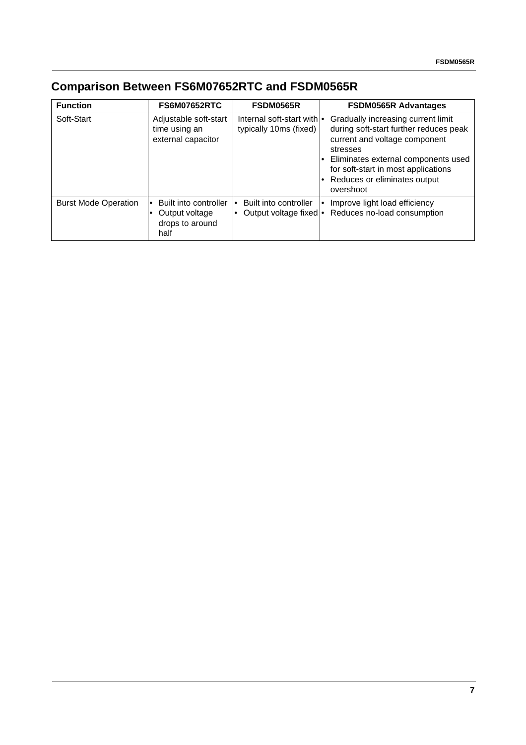## Comparison Between FS6M07652RTC and FSDM0565R

| Function | FS6M07652RTC | FSDM0565R | FSDM0565R Advantages |
|---|---|---|---|
| Soft-Start | Adjustable soft-start time using an external capacitor | Internal soft-start with typically 10ms (fixed) | • Gradually increasing current limit during soft-start further reduces peak current and voltage component stresses<br>• Eliminates external components used for soft-start in most applications<br>• Reduces or eliminates output overshoot |
| Burst Mode Operation | • Built into controller<br>• Output voltage drops to around half | • Built into controller<br>• Output voltage fixed | • Improve light load efficiency<br>• Reduces no-load consumption |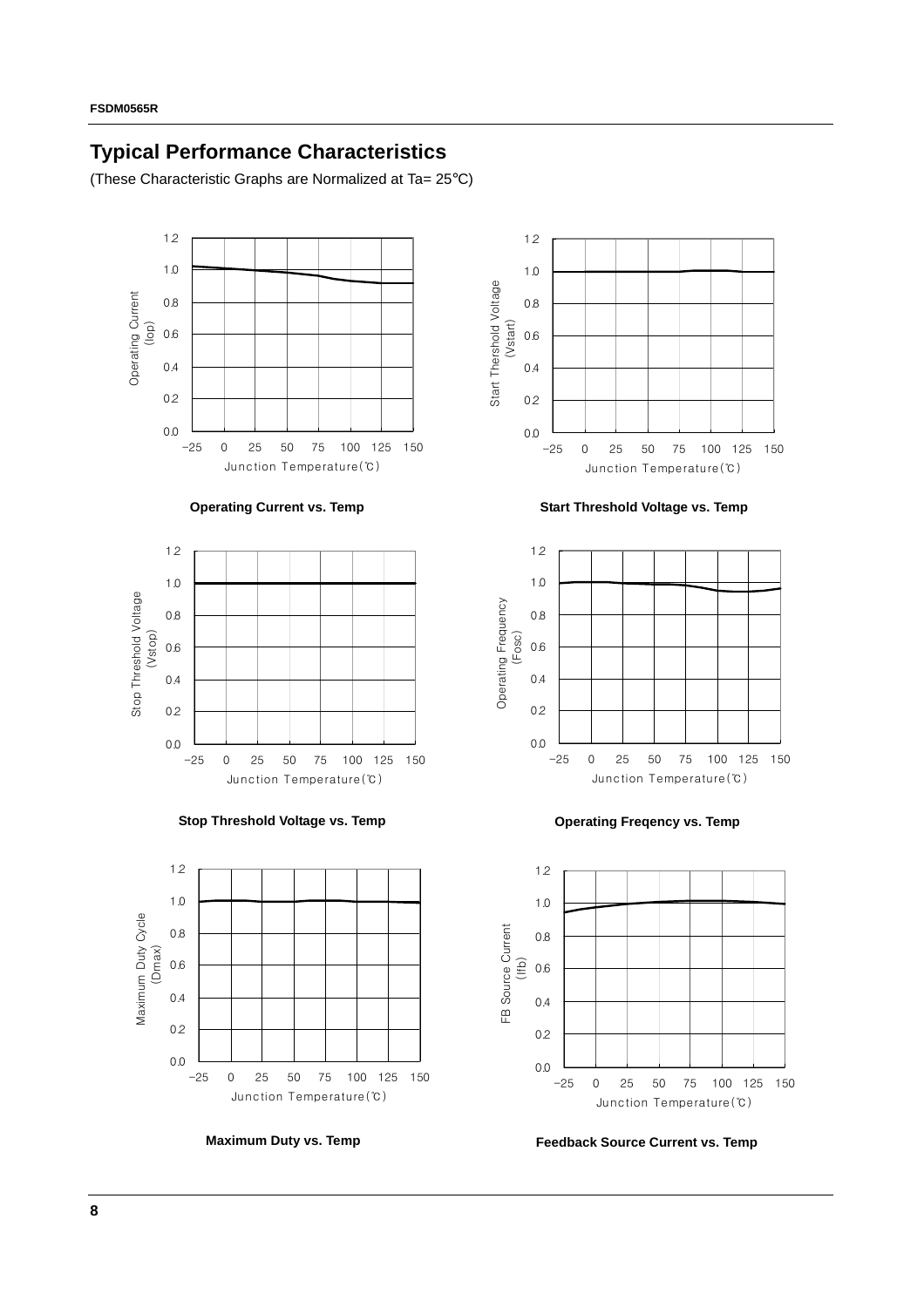## Typical Performance Characteristics

(These Characteristic Graphs are Normalized at Ta= 25°C)

Operating Current vs. Temp

Start Threshold Voltage vs. Temp

Stop Threshold Voltage vs. Temp

Operating Freqency vs. Temp

Maximum Duty vs. Temp

Feedback Source Current vs. Temp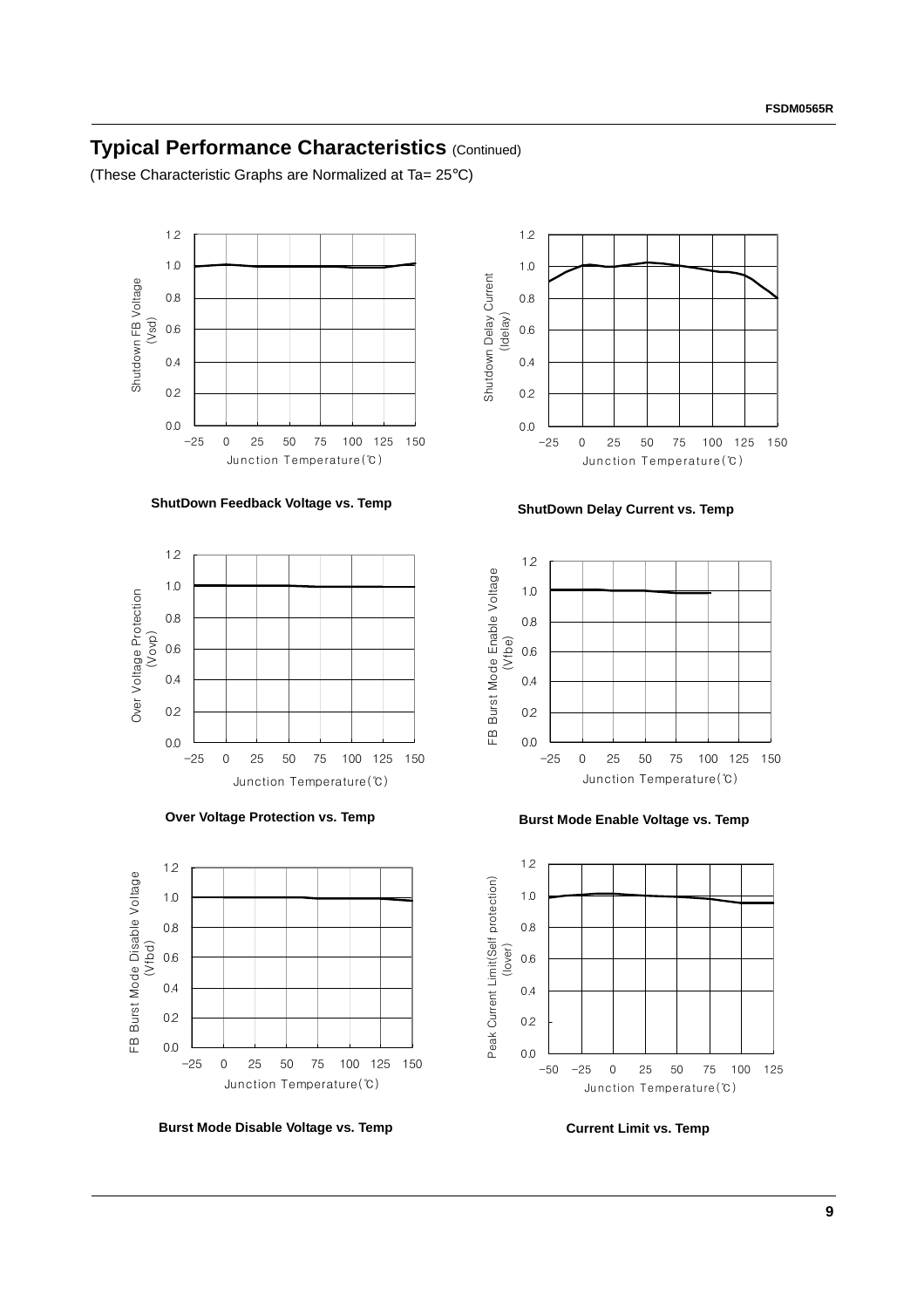## Typical Performance Characteristics (Continued)

(These Characteristic Graphs are Normalized at Ta= 25°C)

ShutDown Feedback Voltage vs. Temp

ShutDown Delay Current vs. Temp

Over Voltage Protection vs. Temp

Burst Mode Enable Voltage vs. Temp

Burst Mode Disable Voltage vs. Temp

Current Limit vs. Temp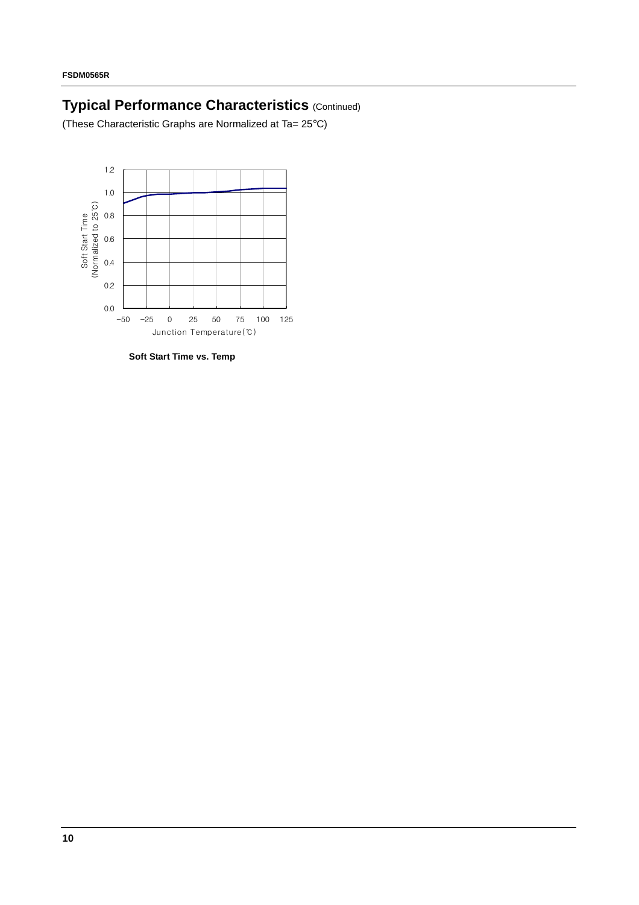## Typical Performance Characteristics (Continued)

(These Characteristic Graphs are Normalized at Ta= 25°C)

Soft Start Time vs. Temp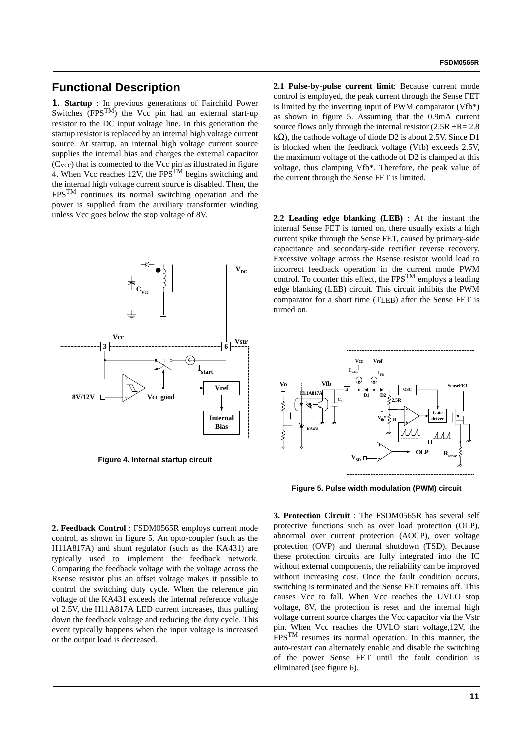## Functional Description

**1. Startup** : In previous generations of Fairchild Power Switches (FPS™) the Vcc pin had an external start-up resistor to the DC input voltage line. In this generation the startup resistor is replaced by an internal high voltage current source. At startup, an internal high voltage current source supplies the internal bias and charges the external capacitor ($C_{VCC}$) that is connected to the Vcc pin as illustrated in figure 4. When Vcc reaches 12V, the FPS™ begins switching and the internal high voltage current source is disabled. Then, the FPS™ continues its normal switching operation and the power is supplied from the auxiliary transformer winding unless Vcc goes below the stop voltage of 8V.

**Figure 4. Internal startup circuit**

**2. Feedback Control** : FSDM0565R employs current mode control, as shown in figure 5. An opto-coupler (such as the H11A817A) and shunt regulator (such as the KA431) are typically used to implement the feedback network. Comparing the feedback voltage with the voltage across the Rsense resistor plus an offset voltage makes it possible to control the switching duty cycle. When the reference pin voltage of the KA431 exceeds the internal reference voltage of 2.5V, the H11A817A LED current increases, thus pulling down the feedback voltage and reducing the duty cycle. This event typically happens when the input voltage is increased or the output load is decreased.

**2.1 Pulse-by-pulse current limit**: Because current mode control is employed, the peak current through the Sense FET is limited by the inverting input of PWM comparator (Vfb*) as shown in figure 5. Assuming that the 0.9mA current source flows only through the internal resistor (2.5R +R= 2.8 kΩ), the cathode voltage of diode D2 is about 2.5V. Since D1 is blocked when the feedback voltage (Vfb) exceeds 2.5V, the maximum voltage of the cathode of D2 is clamped at this voltage, thus clamping Vfb*. Therefore, the peak value of the current through the Sense FET is limited.

**2.2 Leading edge blanking (LEB)** : At the instant the internal Sense FET is turned on, there usually exists a high current spike through the Sense FET, caused by primary-side capacitance and secondary-side rectifier reverse recovery. Excessive voltage across the Rsense resistor would lead to incorrect feedback operation in the current mode PWM control. To counter this effect, the FPS™ employs a leading edge blanking (LEB) circuit. This circuit inhibits the PWM comparator for a short time ($T_{LEB}$) after the Sense FET is turned on.

**Figure 5. Pulse width modulation (PWM) circuit**

**3. Protection Circuit** : The FSDM0565R has several self protective functions such as over load protection (OLP), abnormal over current protection (AOCP), over voltage protection (OVP) and thermal shutdown (TSD). Because these protection circuits are fully integrated into the IC without external components, the reliability can be improved without increasing cost. Once the fault condition occurs, switching is terminated and the Sense FET remains off. This causes Vcc to fall. When Vcc reaches the UVLO stop voltage, 8V, the protection is reset and the internal high voltage current source charges the Vcc capacitor via the Vstr pin. When Vcc reaches the UVLO start voltage,12V, the FPS™ resumes its normal operation. In this manner, the auto-restart can alternately enable and disable the switching of the power Sense FET until the fault condition is eliminated (see figure 6).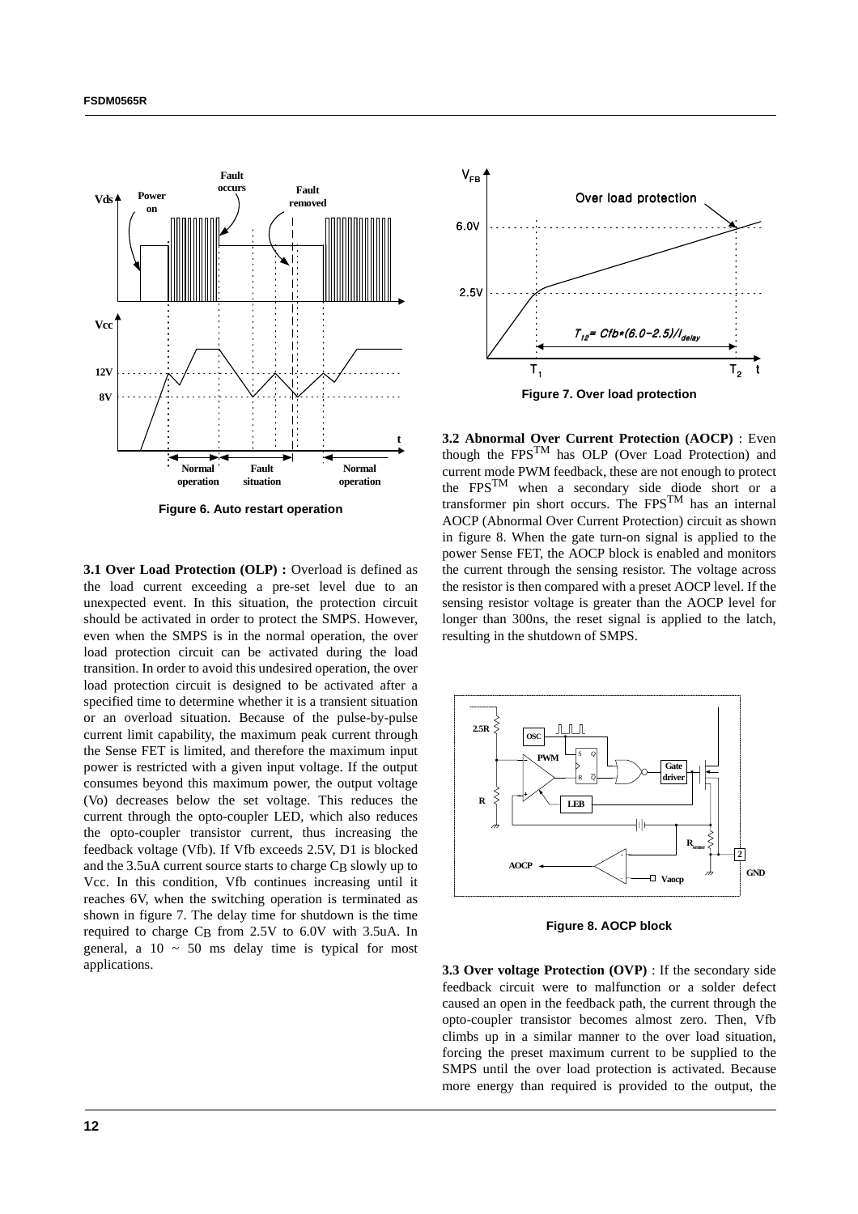Figure 6. Auto restart operation

**3.1 Over Load Protection (OLP) :** Overload is defined as the load current exceeding a pre-set level due to an unexpected event. In this situation, the protection circuit should be activated in order to protect the SMPS. However, even when the SMPS is in the normal operation, the over load protection circuit can be activated during the load transition. In order to avoid this undesired operation, the over load protection circuit is designed to be activated after a specified time to determine whether it is a transient situation or an overload situation. Because of the pulse-by-pulse current limit capability, the maximum peak current through the Sense FET is limited, and therefore the maximum input power is restricted with a given input voltage. If the output consumes beyond this maximum power, the output voltage (Vo) decreases below the set voltage. This reduces the current through the opto-coupler LED, which also reduces the opto-coupler transistor current, thus increasing the feedback voltage (Vfb). If Vfb exceeds 2.5V, D1 is blocked and the 3.5uA current source starts to charge $C_B$ slowly up to Vcc. In this condition, Vfb continues increasing until it reaches 6V, when the switching operation is terminated as shown in figure 7. The delay time for shutdown is the time required to charge $C_B$ from 2.5V to 6.0V with 3.5uA. In general, a 10 ~ 50 ms delay time is typical for most applications.

$$T_{12} = Cfb*(6.0-2.5)/I_{delay}$$

Figure 7. Over load protection

**3.2 Abnormal Over Current Protection (AOCP)** : Even though the FPS$^{TM}$ has OLP (Over Load Protection) and current mode PWM feedback, these are not enough to protect the FPS$^{TM}$ when a secondary side diode short or a transformer pin short occurs. The FPS$^{TM}$ has an internal AOCP (Abnormal Over Current Protection) circuit as shown in figure 8. When the gate turn-on signal is applied to the power Sense FET, the AOCP block is enabled and monitors the current through the sensing resistor. The voltage across the resistor is then compared with a preset AOCP level. If the sensing resistor voltage is greater than the AOCP level for longer than 300ns, the reset signal is applied to the latch, resulting in the shutdown of SMPS.

Figure 8. AOCP block

**3.3 Over voltage Protection (OVP)** : If the secondary side feedback circuit were to malfunction or a solder defect caused an open in the feedback path, the current through the opto-coupler transistor becomes almost zero. Then, Vfb climbs up in a similar manner to the over load situation, forcing the preset maximum current to be supplied to the SMPS until the over load protection is activated. Because more energy than required is provided to the output, the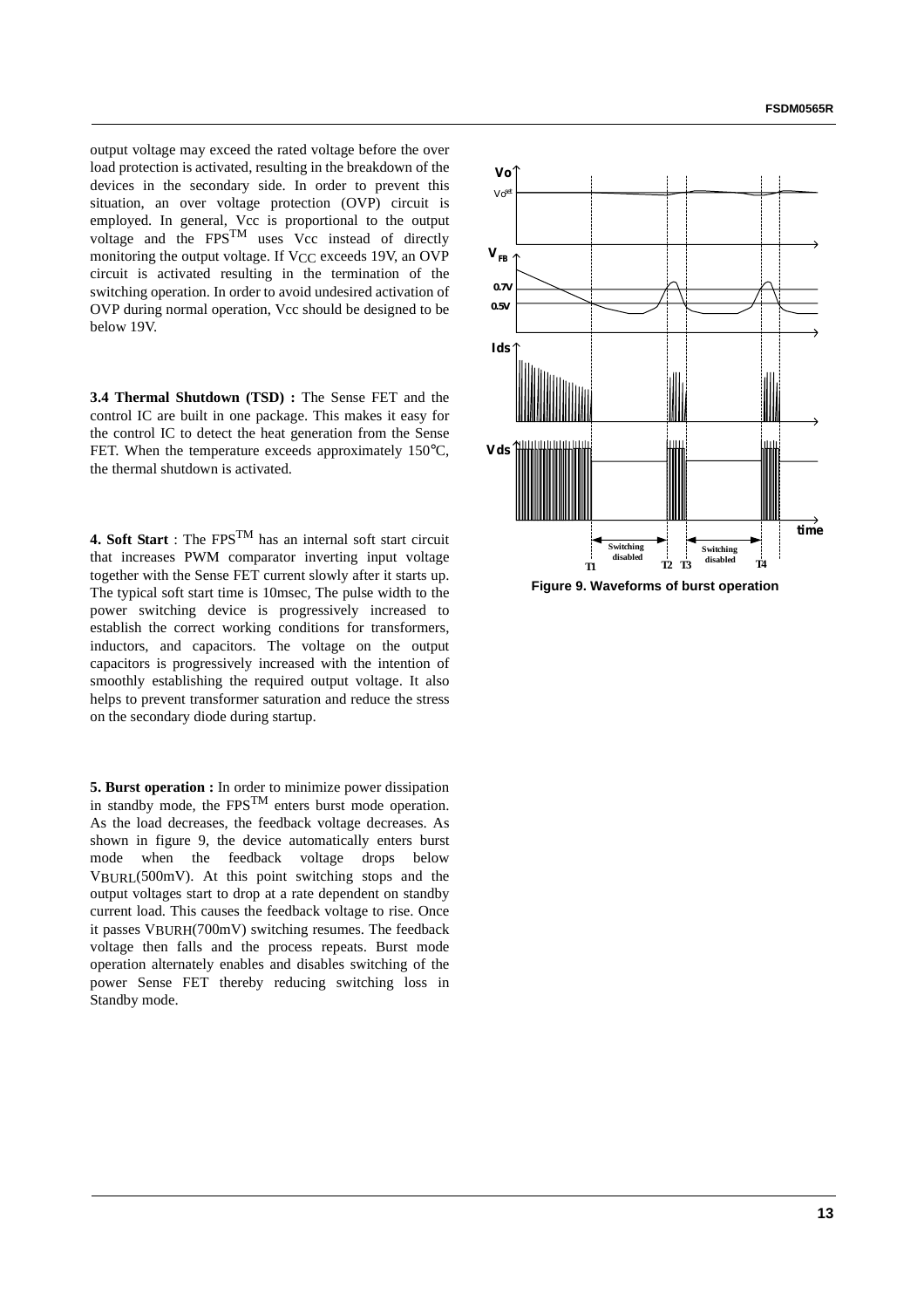output voltage may exceed the rated voltage before the over load protection is activated, resulting in the breakdown of the devices in the secondary side. In order to prevent this situation, an over voltage protection (OVP) circuit is employed. In general, Vcc is proportional to the output voltage and the FPS$^{TM}$ uses Vcc instead of directly monitoring the output voltage. If $V_{CC}$ exceeds 19V, an OVP circuit is activated resulting in the termination of the switching operation. In order to avoid undesired activation of OVP during normal operation, Vcc should be designed to be below 19V.

**3.4 Thermal Shutdown (TSD) :** The Sense FET and the control IC are built in one package. This makes it easy for the control IC to detect the heat generation from the Sense FET. When the temperature exceeds approximately 150°C, the thermal shutdown is activated.

**4. Soft Start** : The FPS$^{TM}$ has an internal soft start circuit that increases PWM comparator inverting input voltage together with the Sense FET current slowly after it starts up. The typical soft start time is 10msec, The pulse width to the power switching device is progressively increased to establish the correct working conditions for transformers, inductors, and capacitors. The voltage on the output capacitors is progressively increased with the intention of smoothly establishing the required output voltage. It also helps to prevent transformer saturation and reduce the stress on the secondary diode during startup.

**5. Burst operation :** In order to minimize power dissipation in standby mode, the FPS$^{TM}$ enters burst mode operation. As the load decreases, the feedback voltage decreases. As shown in figure 9, the device automatically enters burst mode when the feedback voltage drops below $V_{BURL}$(500mV). At this point switching stops and the output voltages start to drop at a rate dependent on standby current load. This causes the feedback voltage to rise. Once it passes $V_{BURH}$(700mV) switching resumes. The feedback voltage then falls and the process repeats. Burst mode operation alternately enables and disables switching of the power Sense FET thereby reducing switching loss in Standby mode.

**Figure 9. Waveforms of burst operation**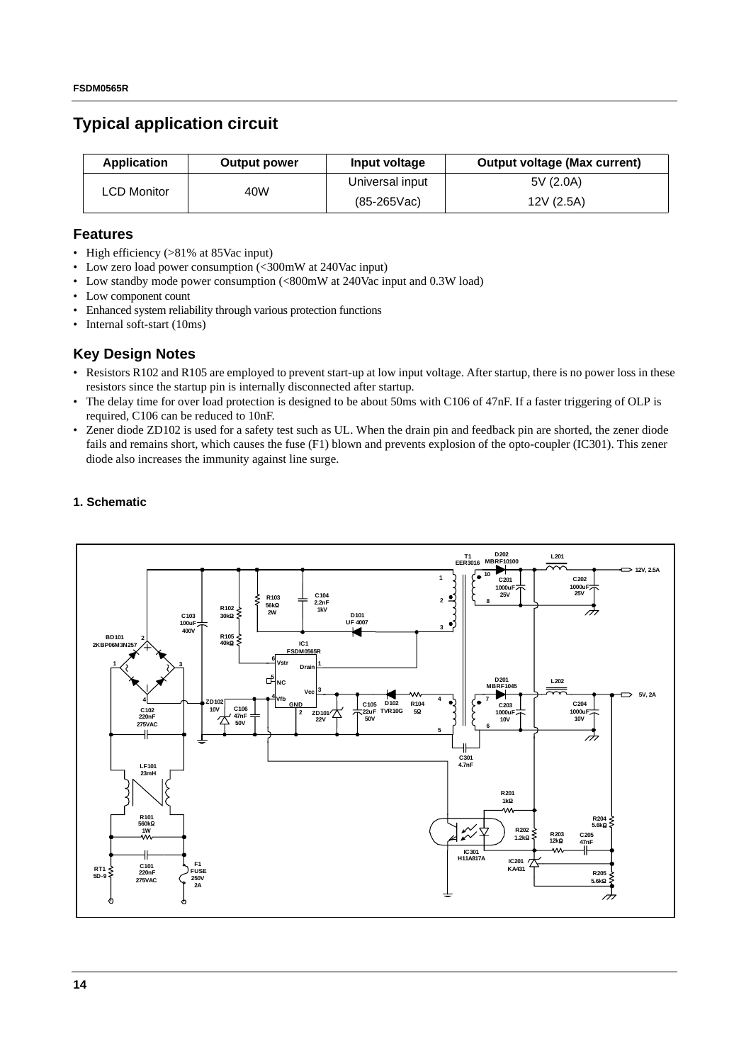# Typical application circuit

| Application | Output power | Input voltage | Output voltage (Max current) |
|---|---|---|---|
| LCD Monitor | 40W | Universal input | 5V (2.0A) |
| | | (85-265Vac) | 12V (2.5A) |

## Features

- High efficiency (>81% at 85Vac input)
- Low zero load power consumption (<300mW at 240Vac input)
- Low standby mode power consumption (<800mW at 240Vac input and 0.3W load)
- Low component count
- Enhanced system reliability through various protection functions
- Internal soft-start (10ms)

## Key Design Notes

- Resistors R102 and R105 are employed to prevent start-up at low input voltage. After startup, there is no power loss in these resistors since the startup pin is internally disconnected after startup.
- The delay time for over load protection is designed to be about 50ms with C106 of 47nF. If a faster triggering of OLP is required, C106 can be reduced to 10nF.
- Zener diode ZD102 is used for a safety test such as UL. When the drain pin and feedback pin are shorted, the zener diode fails and remains short, which causes the fuse (F1) blown and prevents explosion of the opto-coupler (IC301). This zener diode also increases the immunity against line surge.

### 1. Schematic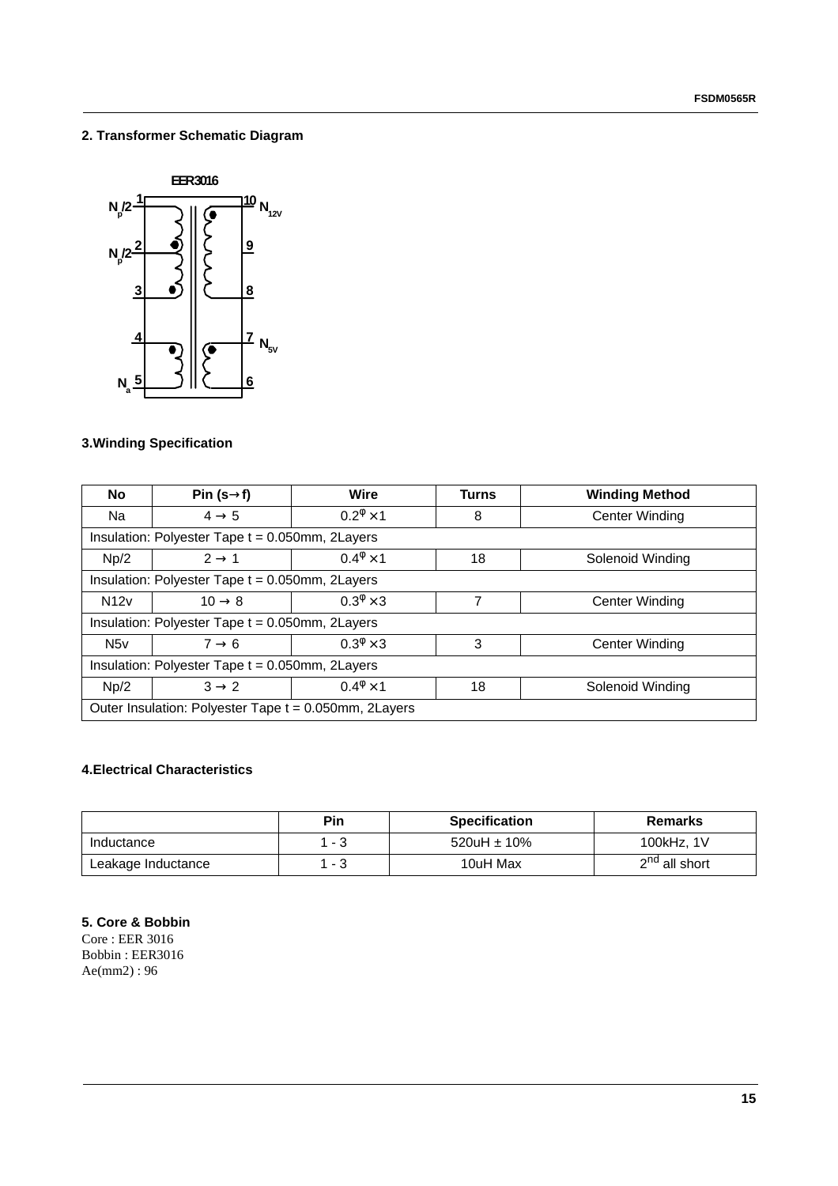## 2. Transformer Schematic Diagram

EER3016

$N_p/2$ 1, 2, 3; $N_p/2$; $N_a$ 4, 5; $N_{12V}$ 10, 9, 8; $N_{5V}$ 7, 6

## 3.Winding Specification

| No | Pin (s→f) | Wire | Turns | Winding Method |
|---|---|---|---|---|
| Na | 4 → 5 | $0.2^{\phi} \times 1$ | 8 | Center Winding |
| Insulation: Polyester Tape t = 0.050mm, 2Layers | | | | |
| Np/2 | 2 → 1 | $0.4^{\phi} \times 1$ | 18 | Solenoid Winding |
| Insulation: Polyester Tape t = 0.050mm, 2Layers | | | | |
| N12v | 10 → 8 | $0.3^{\phi} \times 3$ | 7 | Center Winding |
| Insulation: Polyester Tape t = 0.050mm, 2Layers | | | | |
| N5v | 7 → 6 | $0.3^{\phi} \times 3$ | 3 | Center Winding |
| Insulation: Polyester Tape t = 0.050mm, 2Layers | | | | |
| Np/2 | 3 → 2 | $0.4^{\phi} \times 1$ | 18 | Solenoid Winding |
| Outer Insulation: Polyester Tape t = 0.050mm, 2Layers | | | | |

## 4.Electrical Characteristics

| | Pin | Specification | Remarks |
|---|---|---|---|
| Inductance | 1 - 3 | 520uH ± 10% | 100kHz, 1V |
| Leakage Inductance | 1 - 3 | 10uH Max | $2^{nd}$ all short |

## 5. Core & Bobbin

Core : EER 3016
Bobbin : EER3016
Ae(mm2) : 96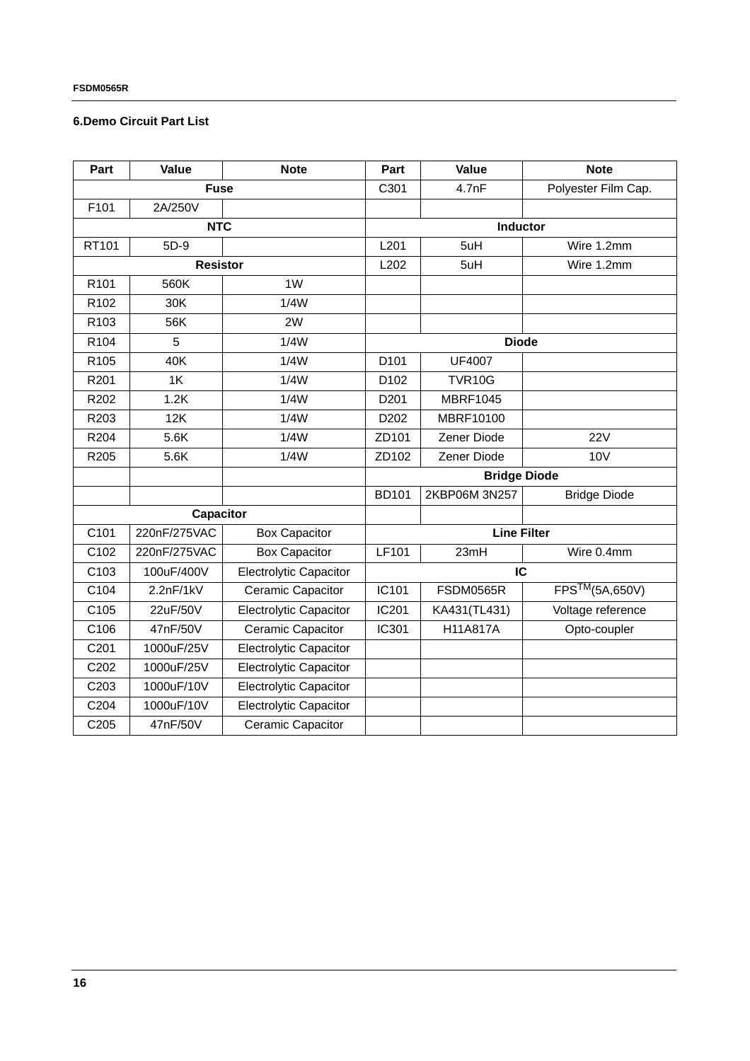## 6.Demo Circuit Part List

| Part | Value | Note | Part | Value | Note |
|---|---|---|---|---|---|
| **Fuse** | | | C301 | 4.7nF | Polyester Film Cap. |
| F101 | 2A/250V | | | | |
| **NTC** | | | **Inductor** | | |
| RT101 | 5D-9 | | L201 | 5uH | Wire 1.2mm |
| **Resistor** | | | L202 | 5uH | Wire 1.2mm |
| R101 | 560K | 1W | | | |
| R102 | 30K | 1/4W | | | |
| R103 | 56K | 2W | | | |
| R104 | 5 | 1/4W | **Diode** | | |
| R105 | 40K | 1/4W | D101 | UF4007 | |
| R201 | 1K | 1/4W | D102 | TVR10G | |
| R202 | 1.2K | 1/4W | D201 | MBRF1045 | |
| R203 | 12K | 1/4W | D202 | MBRF10100 | |
| R204 | 5.6K | 1/4W | ZD101 | Zener Diode | 22V |
| R205 | 5.6K | 1/4W | ZD102 | Zener Diode | 10V |
| | | | **Bridge Diode** | | |
| | | | BD101 | 2KBP06M 3N257 | Bridge Diode |
| **Capacitor** | | | | | |
| C101 | 220nF/275VAC | Box Capacitor | **Line Filter** | | |
| C102 | 220nF/275VAC | Box Capacitor | LF101 | 23mH | Wire 0.4mm |
| C103 | 100uF/400V | Electrolytic Capacitor | **IC** | | |
| C104 | 2.2nF/1kV | Ceramic Capacitor | IC101 | FSDM0565R | FPS™(5A,650V) |
| C105 | 22uF/50V | Electrolytic Capacitor | IC201 | KA431(TL431) | Voltage reference |
| C106 | 47nF/50V | Ceramic Capacitor | IC301 | H11A817A | Opto-coupler |
| C201 | 1000uF/25V | Electrolytic Capacitor | | | |
| C202 | 1000uF/25V | Electrolytic Capacitor | | | |
| C203 | 1000uF/10V | Electrolytic Capacitor | | | |
| C204 | 1000uF/10V | Electrolytic Capacitor | | | |
| C205 | 47nF/50V | Ceramic Capacitor | | | |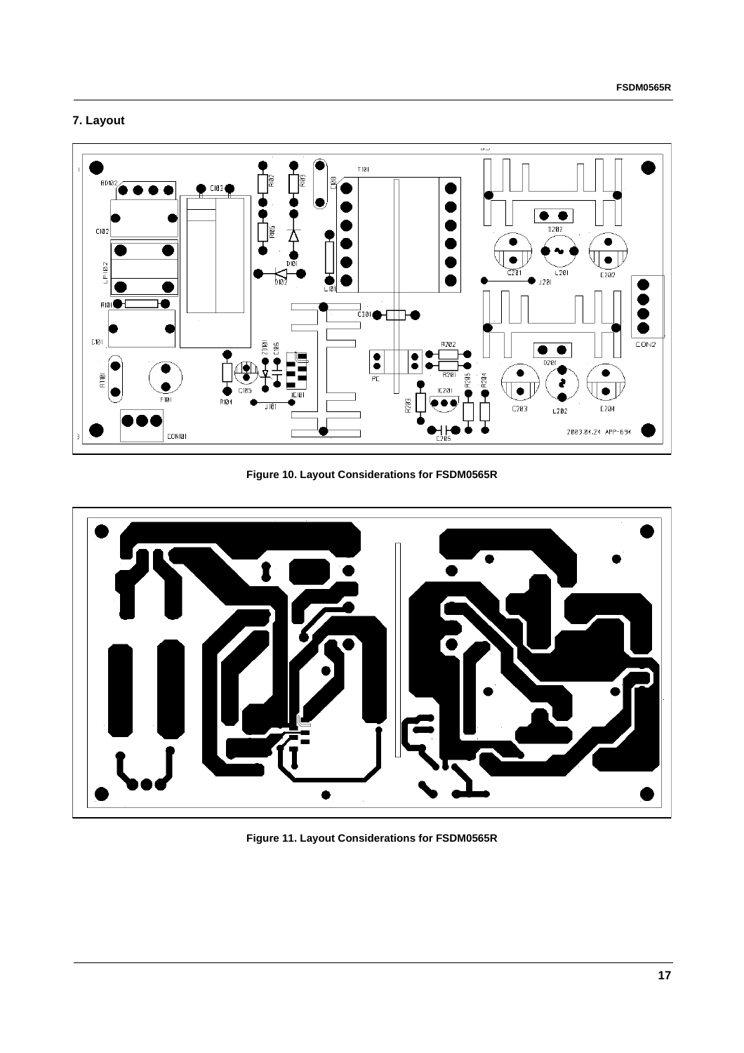## 7. Layout

Figure 10. Layout Considerations for FSDM0565R

Figure 11. Layout Considerations for FSDM0565R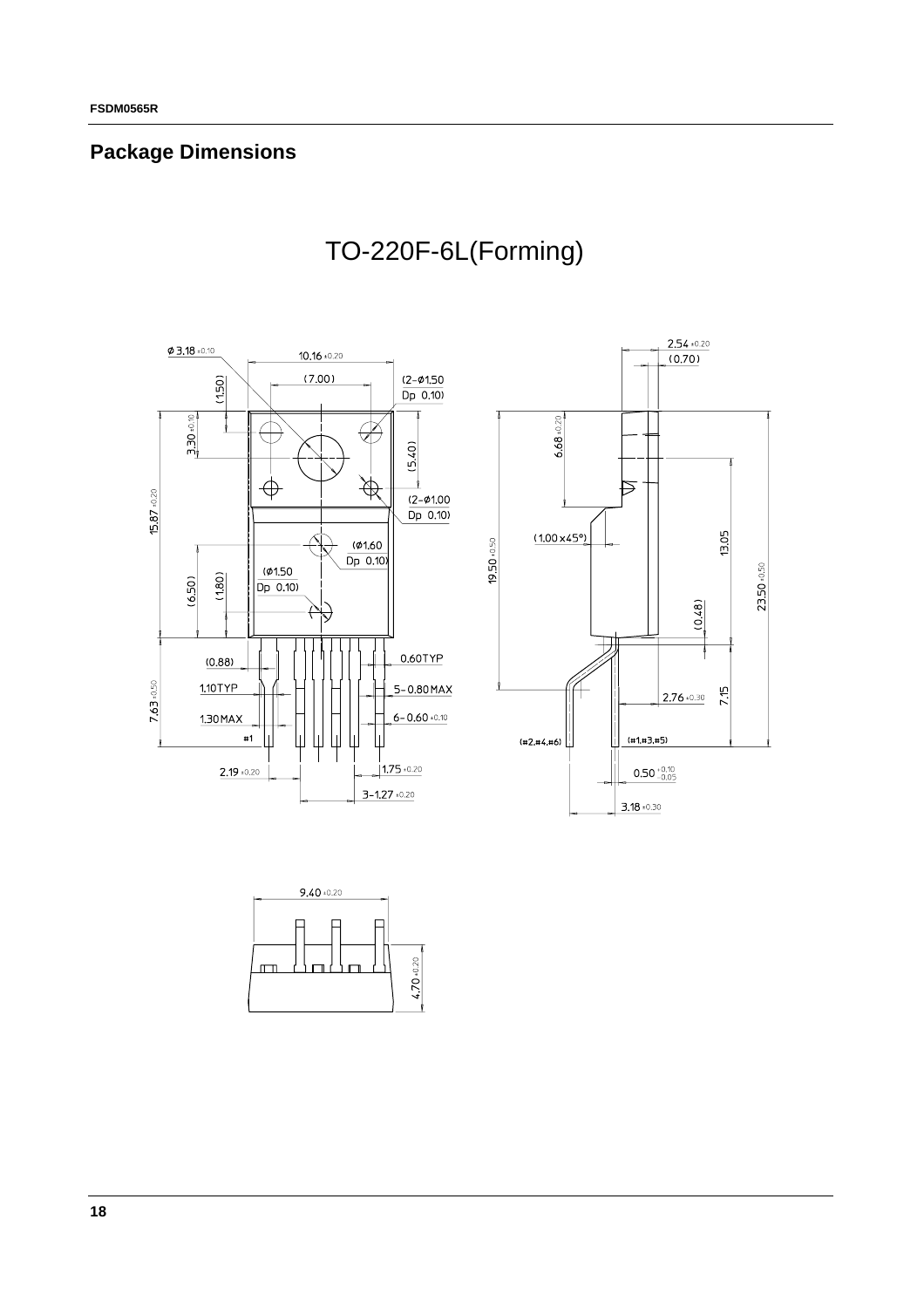## Package Dimensions

TO-220F-6L(Forming)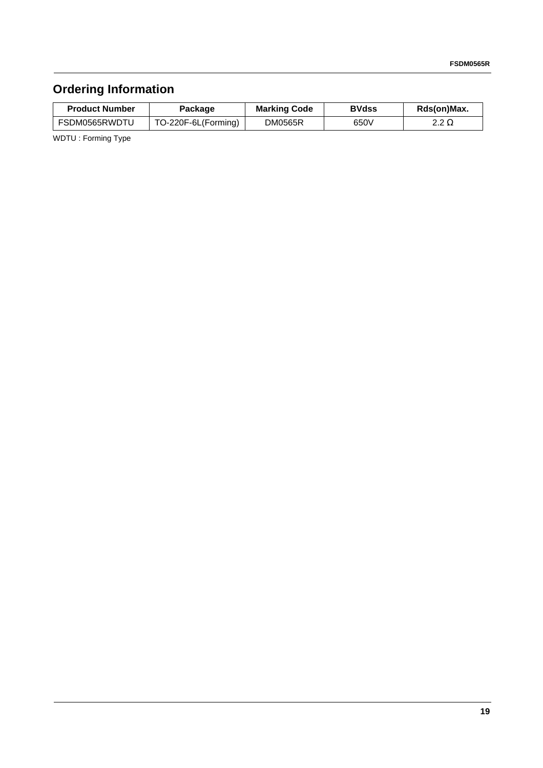## Ordering Information

| Product Number | Package | Marking Code | BVdss | Rds(on)Max. |
|---|---|---|---|---|
| FSDM0565RWDTU | TO-220F-6L(Forming) | DM0565R | 650V | 2.2 Ω |

WDTU : Forming Type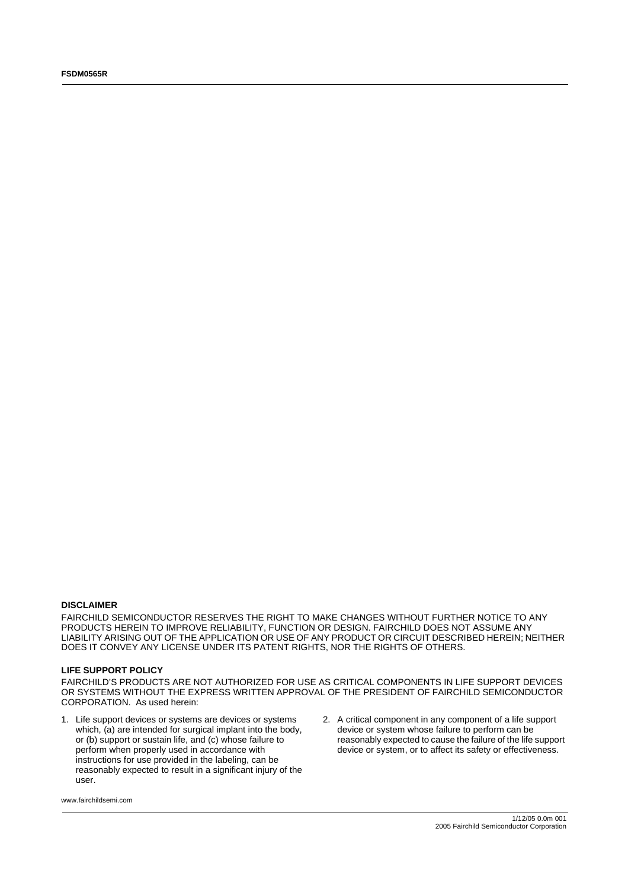## DISCLAIMER

FAIRCHILD SEMICONDUCTOR RESERVES THE RIGHT TO MAKE CHANGES WITHOUT FURTHER NOTICE TO ANY PRODUCTS HEREIN TO IMPROVE RELIABILITY, FUNCTION OR DESIGN. FAIRCHILD DOES NOT ASSUME ANY LIABILITY ARISING OUT OF THE APPLICATION OR USE OF ANY PRODUCT OR CIRCUIT DESCRIBED HEREIN; NEITHER DOES IT CONVEY ANY LICENSE UNDER ITS PATENT RIGHTS, NOR THE RIGHTS OF OTHERS.

## LIFE SUPPORT POLICY

FAIRCHILD'S PRODUCTS ARE NOT AUTHORIZED FOR USE AS CRITICAL COMPONENTS IN LIFE SUPPORT DEVICES OR SYSTEMS WITHOUT THE EXPRESS WRITTEN APPROVAL OF THE PRESIDENT OF FAIRCHILD SEMICONDUCTOR CORPORATION. As used herein:

1. Life support devices or systems are devices or systems which, (a) are intended for surgical implant into the body, or (b) support or sustain life, and (c) whose failure to perform when properly used in accordance with instructions for use provided in the labeling, can be reasonably expected to result in a significant injury of the user.
2. A critical component in any component of a life support device or system whose failure to perform can be reasonably expected to cause the failure of the life support device or system, or to affect its safety or effectiveness.

www.fairchildsemi.com

1/12/05 0.0m 001
2005 Fairchild Semiconductor Corporation